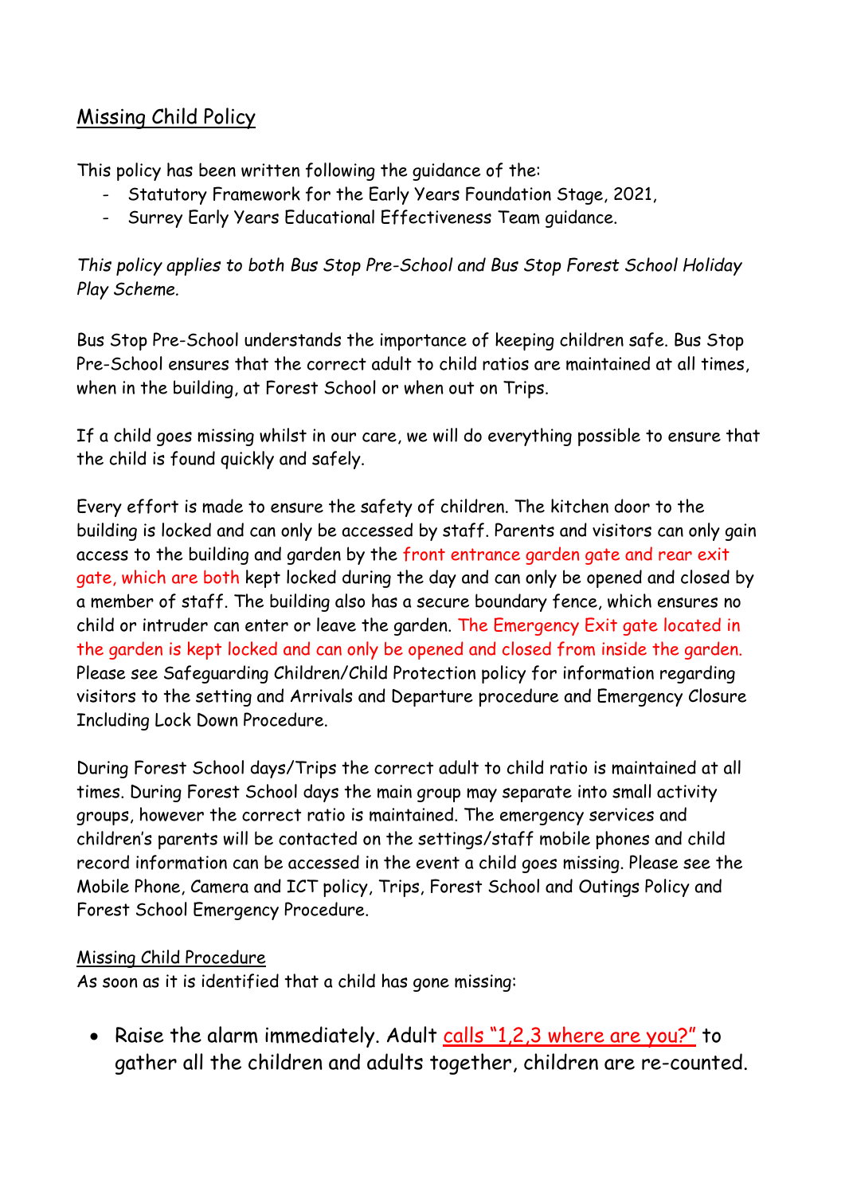## Missing Child Policy

This policy has been written following the guidance of the:

- Statutory Framework for the Early Years Foundation Stage, 2021,
- Surrey Early Years Educational Effectiveness Team guidance.

*This policy applies to both Bus Stop Pre-School and Bus Stop Forest School Holiday Play Scheme.*

Bus Stop Pre-School understands the importance of keeping children safe. Bus Stop Pre-School ensures that the correct adult to child ratios are maintained at all times, when in the building, at Forest School or when out on Trips.

If a child goes missing whilst in our care, we will do everything possible to ensure that the child is found quickly and safely.

Every effort is made to ensure the safety of children. The kitchen door to the building is locked and can only be accessed by staff. Parents and visitors can only gain access to the building and garden by the front entrance garden gate and rear exit gate, which are both kept locked during the day and can only be opened and closed by a member of staff. The building also has a secure boundary fence, which ensures no child or intruder can enter or leave the garden. The Emergency Exit gate located in the garden is kept locked and can only be opened and closed from inside the garden. Please see Safeguarding Children/Child Protection policy for information regarding visitors to the setting and Arrivals and Departure procedure and Emergency Closure Including Lock Down Procedure.

During Forest School days/Trips the correct adult to child ratio is maintained at all times. During Forest School days the main group may separate into small activity groups, however the correct ratio is maintained. The emergency services and children's parents will be contacted on the settings/staff mobile phones and child record information can be accessed in the event a child goes missing. Please see the Mobile Phone, Camera and ICT policy, Trips, Forest School and Outings Policy and Forest School Emergency Procedure.

### Missing Child Procedure

As soon as it is identified that a child has gone missing:

- Raise the alarm immediately. Adult calls "1,2,3 where are you?" to gather all the children and adults together, children are re-counted.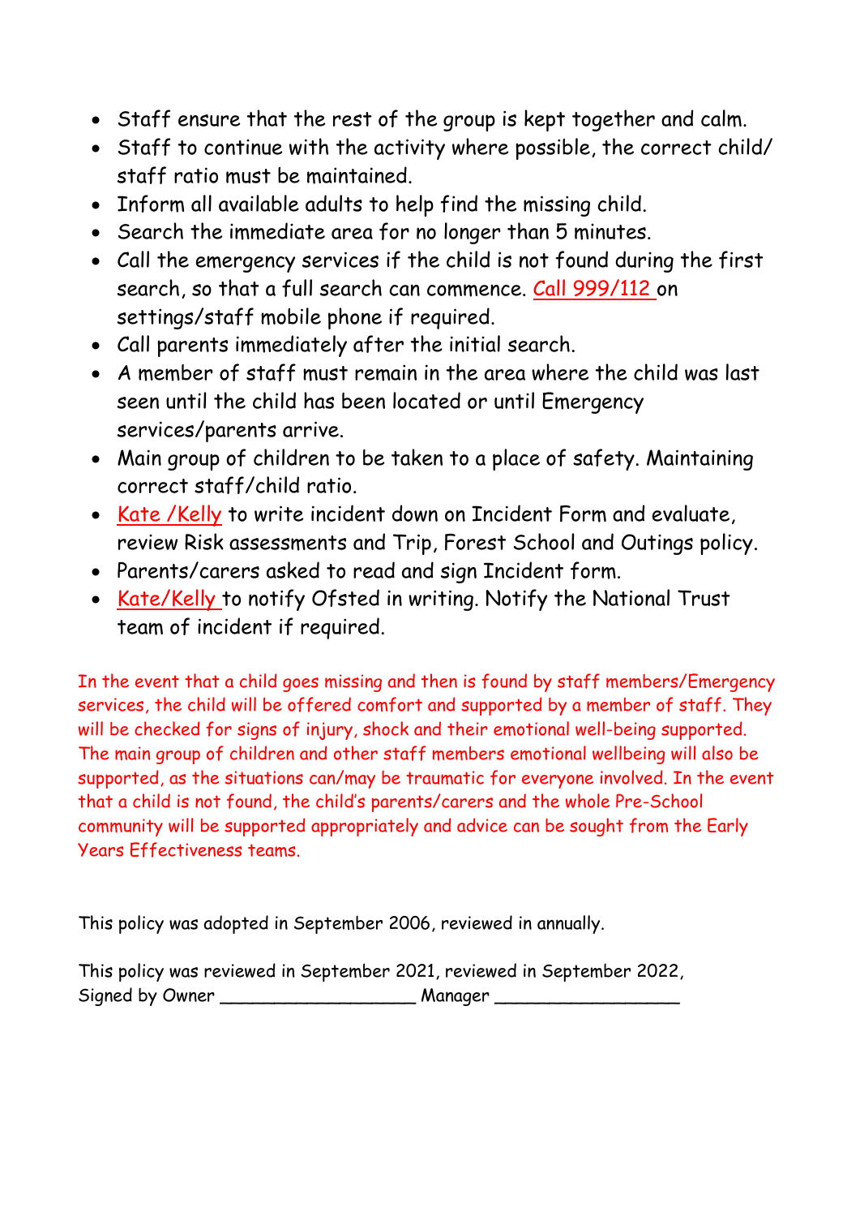- Staff ensure that the rest of the group is kept together and calm.
- Staff to continue with the activity where possible, the correct child/ staff ratio must be maintained.
- Inform all available adults to help find the missing child.
- Search the immediate area for no longer than 5 minutes.
- Call the emergency services if the child is not found during the first search, so that a full search can commence. Call 999/112 on settings/staff mobile phone if required.
- Call parents immediately after the initial search.
- A member of staff must remain in the area where the child was last seen until the child has been located or until Emergency services/parents arrive.
- Main group of children to be taken to a place of safety. Maintaining correct staff/child ratio.
- Kate /Kelly to write incident down on Incident Form and evaluate, review Risk assessments and Trip, Forest School and Outings policy.
- Parents/carers asked to read and sign Incident form.
- Kate/Kelly to notify Ofsted in writing. Notify the National Trust team of incident if required.

In the event that a child goes missing and then is found by staff members/Emergency services, the child will be offered comfort and supported by a member of staff. They will be checked for signs of injury, shock and their emotional well-being supported. The main group of children and other staff members emotional wellbeing will also be supported, as the situations can/may be traumatic for everyone involved. In the event that a child is not found, the child's parents/carers and the whole Pre-School community will be supported appropriately and advice can be sought from the Early Years Effectiveness teams.

This policy was adopted in September 2006, reviewed in annually.

This policy was reviewed in September 2021, reviewed in September 2022,
Signed by Owner ___________________ Manager __________________